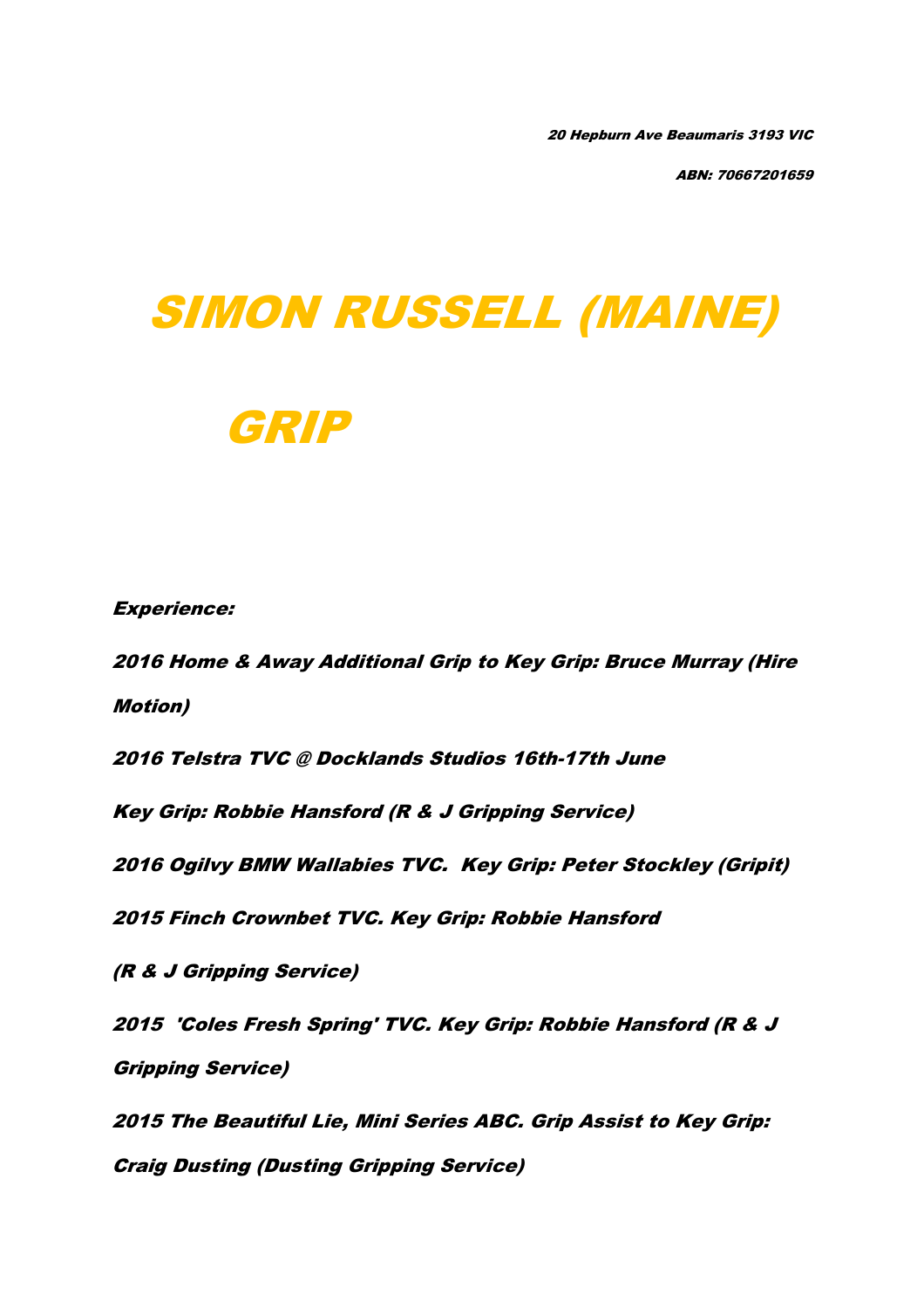*20 Hepburn Ave Beaumaris 3193 VIC*

*ABN: 70667201659*

# *SIMON RUSSELL (MAINE)*

# *GRIP*

***Experience:***

***2016 Home & Away Additional Grip to Key Grip: Bruce Murray (Hire Motion)***

***2016 Telstra TVC @ Docklands Studios 16th-17th June***

***Key Grip: Robbie Hansford (R & J Gripping Service)***

***2016 Ogilvy BMW Wallabies TVC. Key Grip: Peter Stockley (Gripit)***

***2015 Finch Crownbet TVC. Key Grip: Robbie Hansford***

***(R & J Gripping Service)***

***2015 'Coles Fresh Spring' TVC. Key Grip: Robbie Hansford (R & J Gripping Service)***

***2015 The Beautiful Lie, Mini Series ABC. Grip Assist to Key Grip: Craig Dusting (Dusting Gripping Service)***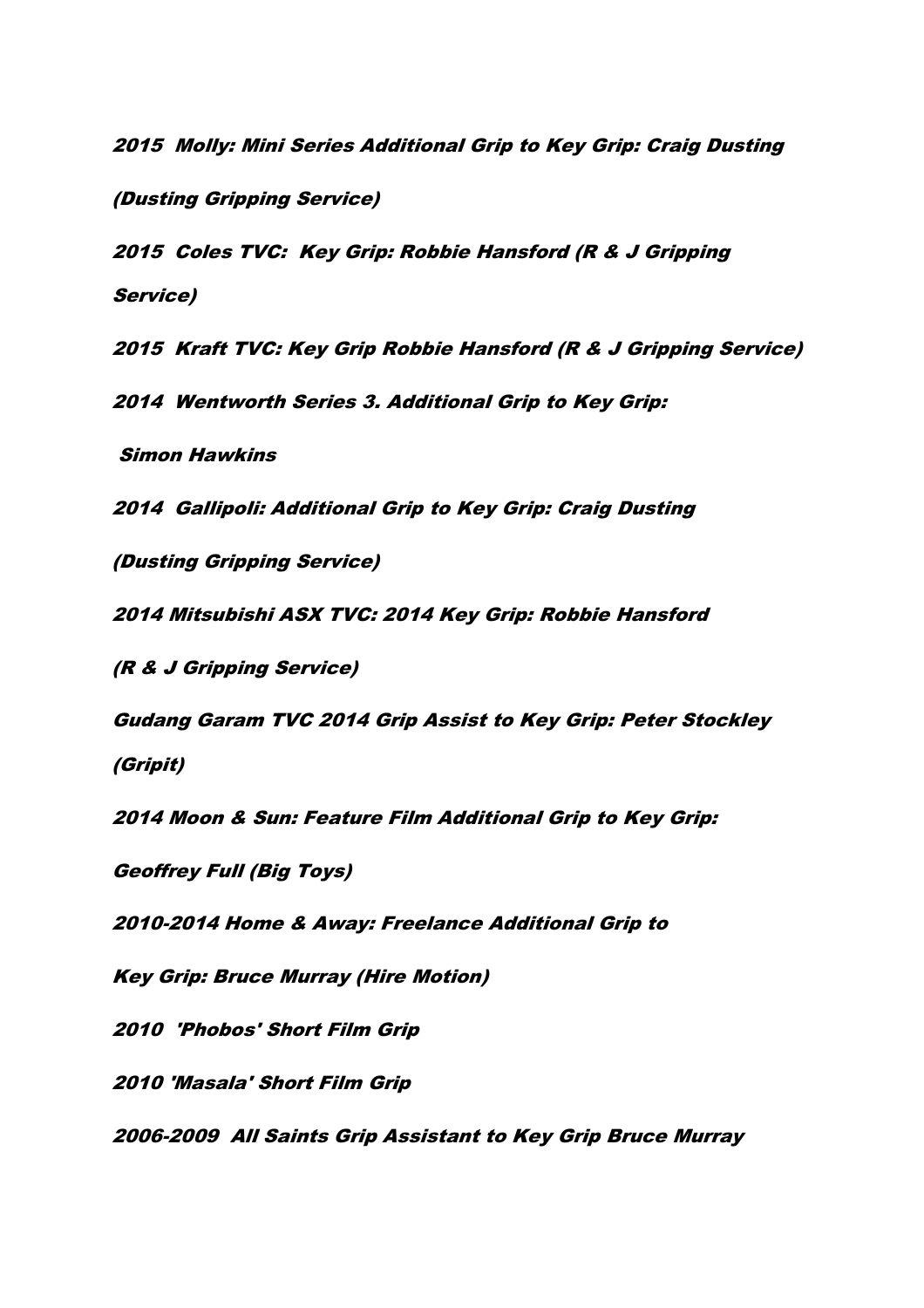*2015  Molly: Mini Series Additional Grip to Key Grip: Craig Dusting (Dusting Gripping Service)*

*2015  Coles TVC:  Key Grip: Robbie Hansford (R & J Gripping Service)*

*2015  Kraft TVC: Key Grip Robbie Hansford (R & J Gripping Service)*

*2014  Wentworth Series 3. Additional Grip to Key Grip: Simon Hawkins*

*2014  Gallipoli: Additional Grip to Key Grip: Craig Dusting (Dusting Gripping Service)*

*2014 Mitsubishi ASX TVC: 2014 Key Grip: Robbie Hansford (R & J Gripping Service)*

*Gudang Garam TVC 2014 Grip Assist to Key Grip: Peter Stockley (Gripit)*

*2014 Moon & Sun: Feature Film Additional Grip to Key Grip: Geoffrey Full (Big Toys)*

*2010-2014 Home & Away: Freelance Additional Grip to Key Grip: Bruce Murray (Hire Motion)*

*2010  'Phobos' Short Film Grip*

*2010 'Masala' Short Film Grip*

*2006-2009  All Saints Grip Assistant to Key Grip Bruce Murray*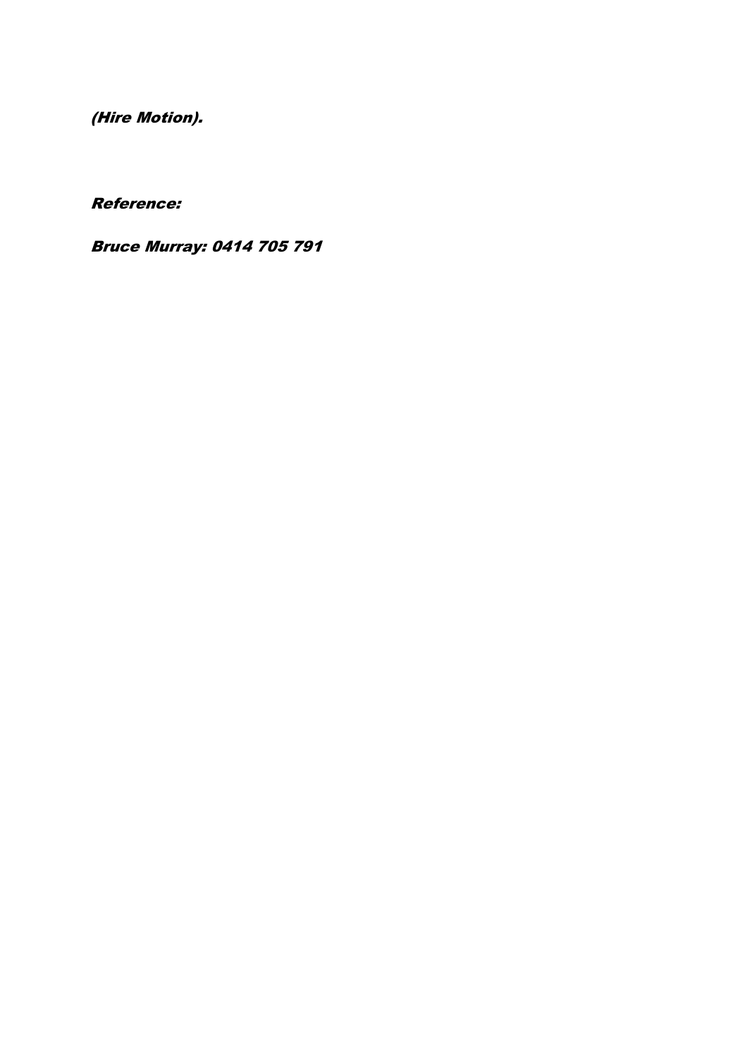*(Hire Motion).*

***Reference:***

***Bruce Murray: 0414 705 791***